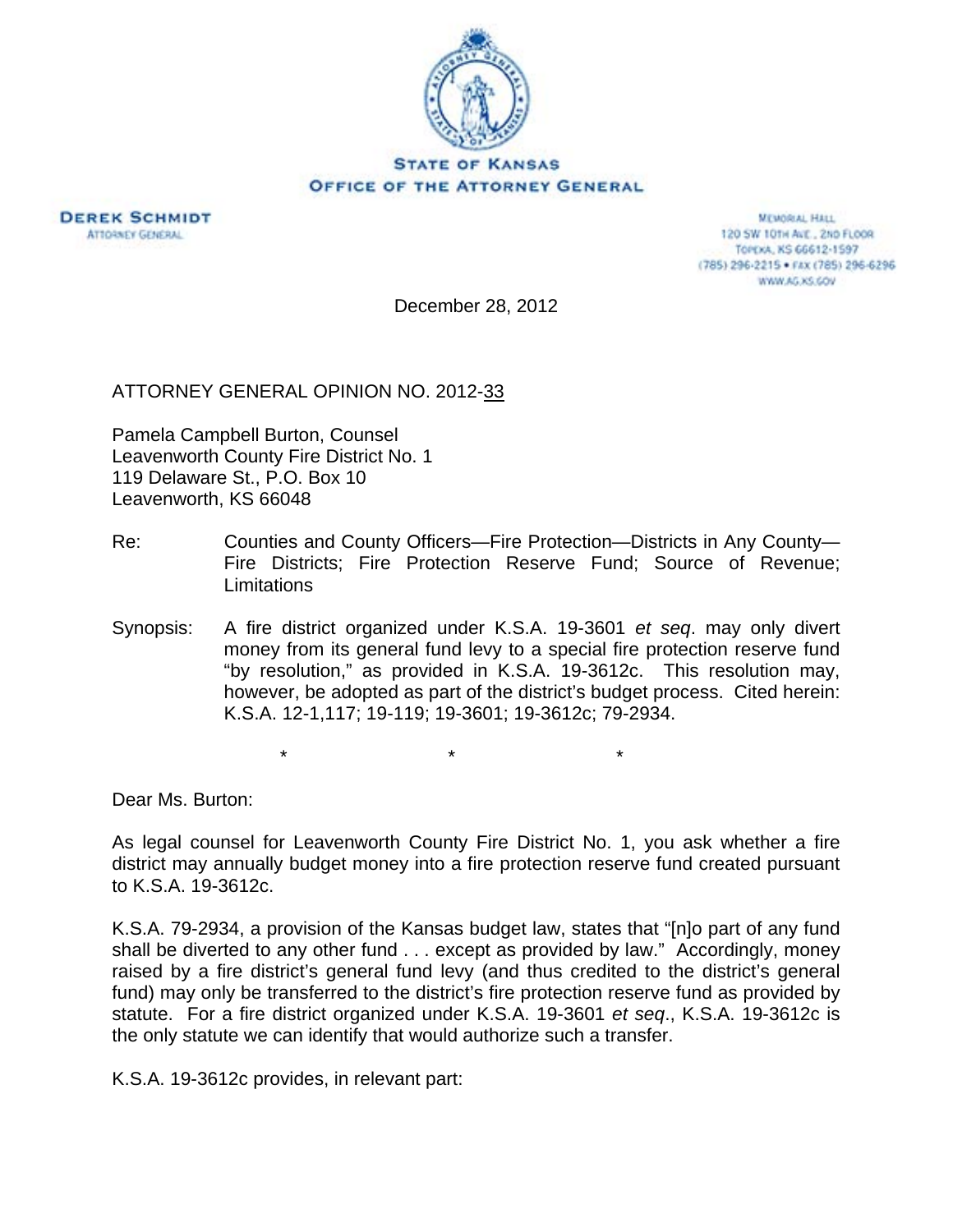STATE OF KANSAS
OFFICE OF THE ATTORNEY GENERAL

DEREK SCHMIDT
ATTORNEY GENERAL

MEMORIAL HALL
120 SW 10TH AVE., 2ND FLOOR
TOPEKA, KS 66612-1597
(785) 296-2215 • FAX (785) 296-6296
WWW.AG.KS.GOV

December 28, 2012

ATTORNEY GENERAL OPINION NO. 2012-33

Pamela Campbell Burton, Counsel
Leavenworth County Fire District No. 1
119 Delaware St., P.O. Box 10
Leavenworth, KS 66048

Re: Counties and County Officers—Fire Protection—Districts in Any County—Fire Districts; Fire Protection Reserve Fund; Source of Revenue; Limitations

Synopsis: A fire district organized under K.S.A. 19-3601 *et seq*. may only divert money from its general fund levy to a special fire protection reserve fund "by resolution," as provided in K.S.A. 19-3612c. This resolution may, however, be adopted as part of the district's budget process. Cited herein: K.S.A. 12-1,117; 19-119; 19-3601; 19-3612c; 79-2934.

\* \* \*

Dear Ms. Burton:

As legal counsel for Leavenworth County Fire District No. 1, you ask whether a fire district may annually budget money into a fire protection reserve fund created pursuant to K.S.A. 19-3612c.

K.S.A. 79-2934, a provision of the Kansas budget law, states that "[n]o part of any fund shall be diverted to any other fund . . . except as provided by law." Accordingly, money raised by a fire district's general fund levy (and thus credited to the district's general fund) may only be transferred to the district's fire protection reserve fund as provided by statute. For a fire district organized under K.S.A. 19-3601 *et seq*., K.S.A. 19-3612c is the only statute we can identify that would authorize such a transfer.

K.S.A. 19-3612c provides, in relevant part: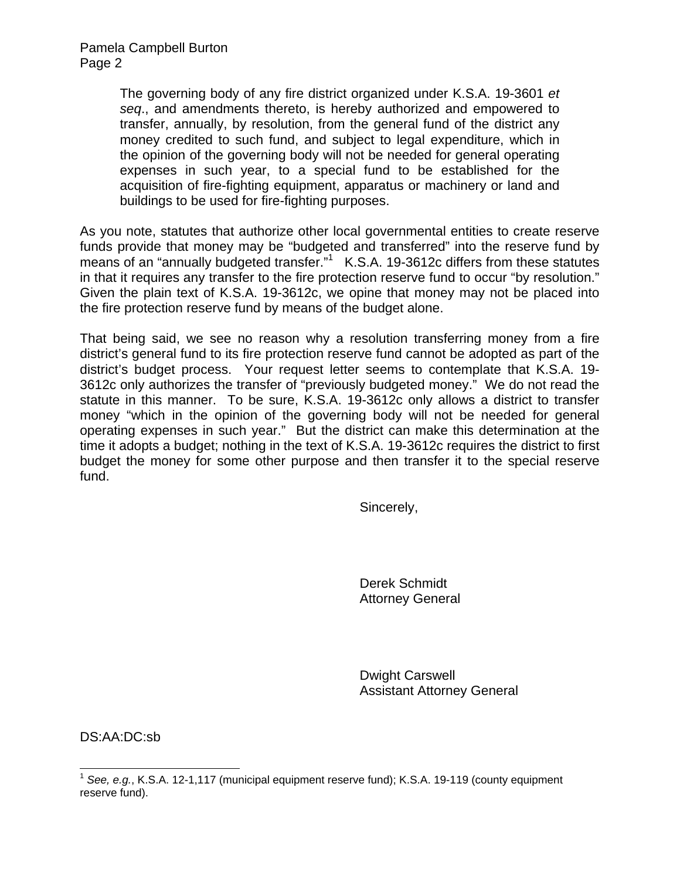> The governing body of any fire district organized under K.S.A. 19-3601 *et seq*., and amendments thereto, is hereby authorized and empowered to transfer, annually, by resolution, from the general fund of the district any money credited to such fund, and subject to legal expenditure, which in the opinion of the governing body will not be needed for general operating expenses in such year, to a special fund to be established for the acquisition of fire-fighting equipment, apparatus or machinery or land and buildings to be used for fire-fighting purposes.

As you note, statutes that authorize other local governmental entities to create reserve funds provide that money may be "budgeted and transferred" into the reserve fund by means of an "annually budgeted transfer."[1] K.S.A. 19-3612c differs from these statutes in that it requires any transfer to the fire protection reserve fund to occur "by resolution." Given the plain text of K.S.A. 19-3612c, we opine that money may not be placed into the fire protection reserve fund by means of the budget alone.

That being said, we see no reason why a resolution transferring money from a fire district's general fund to its fire protection reserve fund cannot be adopted as part of the district's budget process. Your request letter seems to contemplate that K.S.A. 19-3612c only authorizes the transfer of "previously budgeted money." We do not read the statute in this manner. To be sure, K.S.A. 19-3612c only allows a district to transfer money "which in the opinion of the governing body will not be needed for general operating expenses in such year." But the district can make this determination at the time it adopts a budget; nothing in the text of K.S.A. 19-3612c requires the district to first budget the money for some other purpose and then transfer it to the special reserve fund.

Sincerely,

Derek Schmidt
Attorney General

Dwight Carswell
Assistant Attorney General

DS:AA:DC:sb

[1] *See, e.g.*, K.S.A. 12-1,117 (municipal equipment reserve fund); K.S.A. 19-119 (county equipment reserve fund).